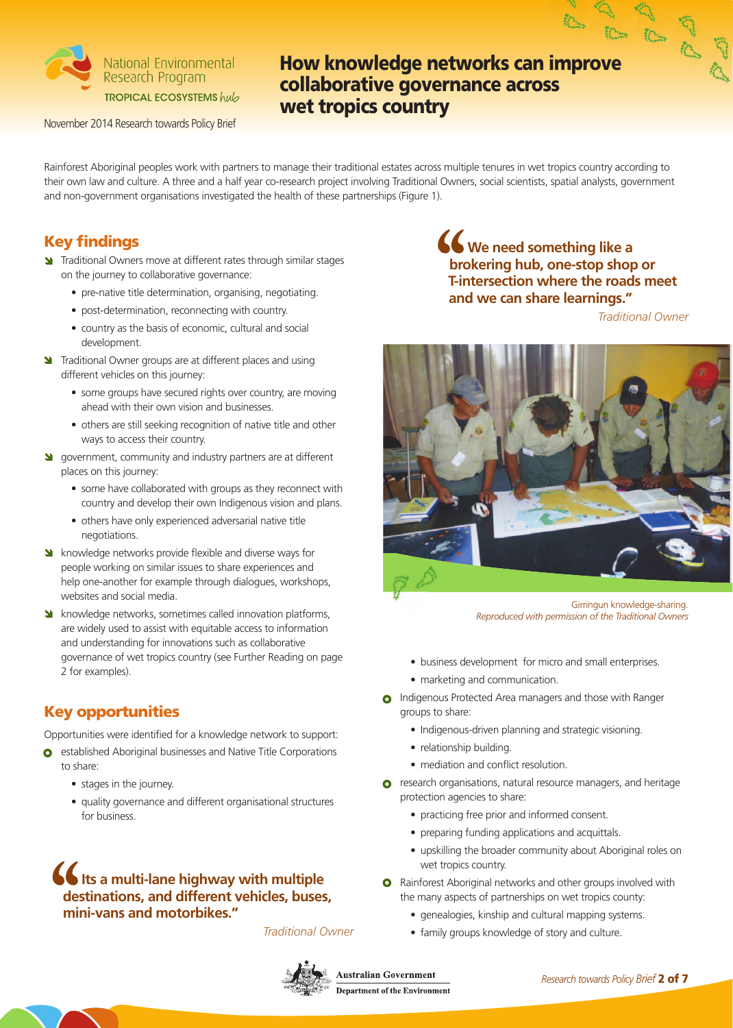National Environmental Research Program
TROPICAL ECOSYSTEMS hub

November 2014 Research towards Policy Brief

# How knowledge networks can improve collaborative governance across wet tropics country

Rainforest Aboriginal peoples work with partners to manage their traditional estates across multiple tenures in wet tropics country according to their own law and culture. A three and a half year co-research project involving Traditional Owners, social scientists, spatial analysts, government and non-government organisations investigated the health of these partnerships (Figure 1).

## Key findings

- Traditional Owners move at different rates through similar stages on the journey to collaborative governance:
  - pre-native title determination, organising, negotiating.
  - post-determination, reconnecting with country.
  - country as the basis of economic, cultural and social development.
- Traditional Owner groups are at different places and using different vehicles on this journey:
  - some groups have secured rights over country, are moving ahead with their own vision and businesses.
  - others are still seeking recognition of native title and other ways to access their country.
- government, community and industry partners are at different places on this journey:
  - some have collaborated with groups as they reconnect with country and develop their own Indigenous vision and plans.
  - others have only experienced adversarial native title negotiations.
- knowledge networks provide flexible and diverse ways for people working on similar issues to share experiences and help one-another for example through dialogues, workshops, websites and social media.
- knowledge networks, sometimes called innovation platforms, are widely used to assist with equitable access to information and understanding for innovations such as collaborative governance of wet tropics country (see Further Reading on page 2 for examples).

## Key opportunities

Opportunities were identified for a knowledge network to support:

- established Aboriginal businesses and Native Title Corporations to share:
  - stages in the journey.
  - quality governance and different organisational structures for business.

> **"Its a multi-lane highway with multiple destinations, and different vehicles, buses, mini-vans and motorbikes."**
>
> *Traditional Owner*

> **"We need something like a brokering hub, one-stop shop or T-intersection where the roads meet and we can share learnings."**
>
> *Traditional Owner*

Girringun knowledge-sharing.
*Reproduced with permission of the Traditional Owners*

  - business development for micro and small enterprises.
  - marketing and communication.
- Indigenous Protected Area managers and those with Ranger groups to share:
  - Indigenous-driven planning and strategic visioning.
  - relationship building.
  - mediation and conflict resolution.
- research organisations, natural resource managers, and heritage protection agencies to share:
  - practicing free prior and informed consent.
  - preparing funding applications and acquittals.
  - upskilling the broader community about Aboriginal roles on wet tropics country.
- Rainforest Aboriginal networks and other groups involved with the many aspects of partnerships on wet tropics county:
  - genealogies, kinship and cultural mapping systems.
  - family groups knowledge of story and culture.

Australian Government
Department of the Environment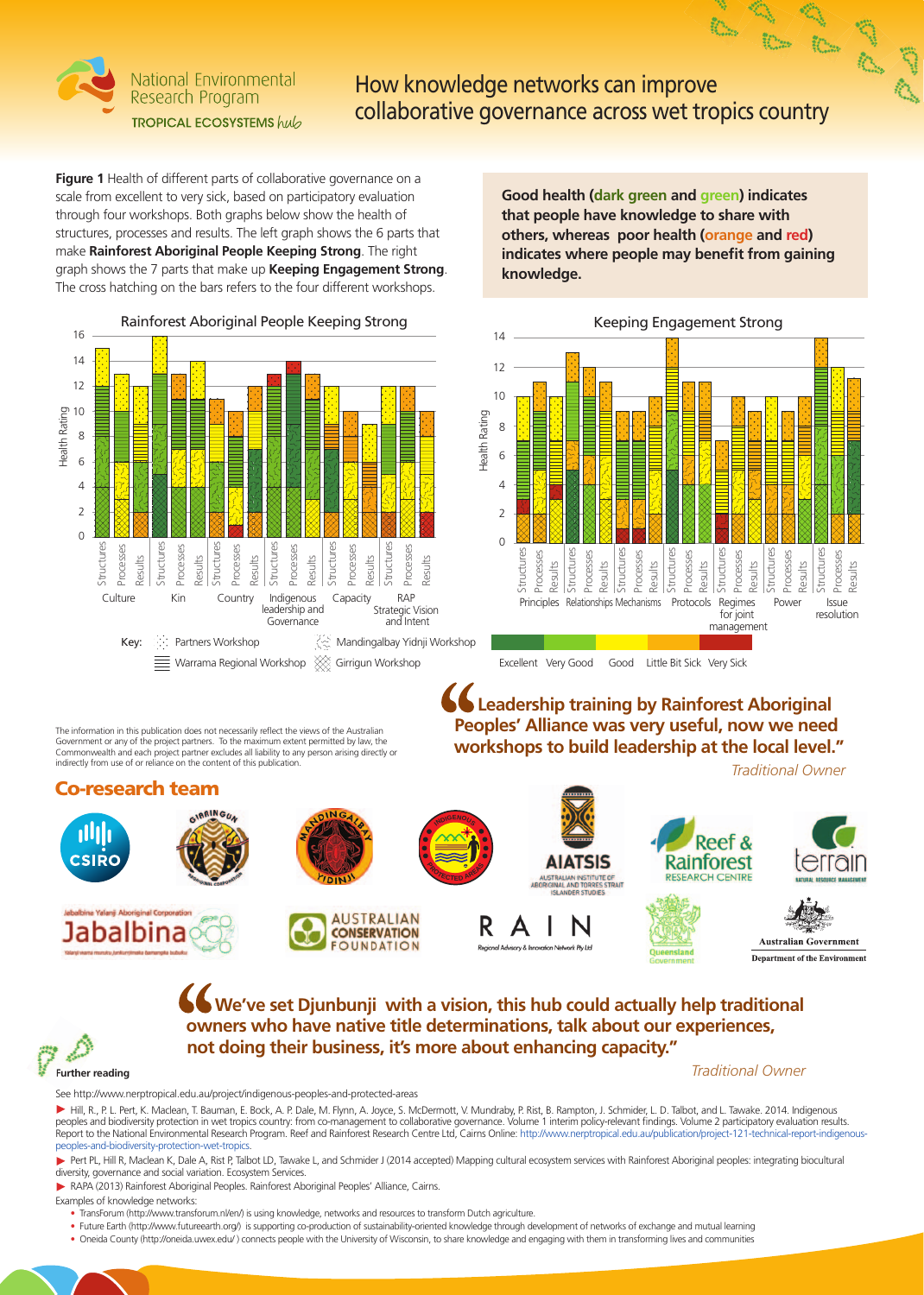National Environmental Research Program
TROPICAL ECOSYSTEMS hub

# How knowledge networks can improve collaborative governance across wet tropics country

**Figure 1** Health of different parts of collaborative governance on a scale from excellent to very sick, based on participatory evaluation through four workshops. Both graphs below show the health of structures, processes and results. The left graph shows the 6 parts that make **Rainforest Aboriginal People Keeping Strong**. The right graph shows the 7 parts that make up **Keeping Engagement Strong**. The cross hatching on the bars refers to the four different workshops.

**Good health (dark green and green) indicates that people have knowledge to share with others, whereas poor health (orange and red) indicates where people may benefit from gaining knowledge.**

Rainforest Aboriginal People Keeping Strong

Health Rating

0 2 4 6 8 10 12 14 16

Structures Processes Results — Culture, Kin, Country, Indigenous leadership and Governance, Capacity, RAP Strategic Vision and Intent

Keeping Engagement Strong

Health Rating

0 2 4 6 8 10 12 14

Structures Processes Results — Principles, Relationships, Mechanisms, Protocols, Regimes for joint management, Power, Issue resolution

Key: Partners Workshop, Warrama Regional Workshop, Mandingalbay Yidnji Workshop, Girrigun Workshop

Excellent, Very Good, Good, Little Bit Sick, Very Sick

> **"Leadership training by Rainforest Aboriginal Peoples' Alliance was very useful, now we need workshops to build leadership at the local level."**
>
> *Traditional Owner*

The information in this publication does not necessarily reflect the views of the Australian Government or any of the project partners. To the maximum extent permitted by law, the Commonwealth and each project partner excludes all liability to any person arising directly or indirectly from use of or reliance on the content of this publication.

## Co-research team

CSIRO, Girringun Aboriginal Corporation, Mandingalbay Yidinji, Indigenous Protected Areas, AIATSIS Australian Institute of Aboriginal and Torres Strait Islander Studies, Reef & Rainforest Research Centre, terrain Natural Resource Management, Jabalbina Yalanji Aboriginal Corporation, Australian Conservation Foundation, RAIN Regional Advisory & Innovation Network Pty Ltd, Queensland Government, Australian Government Department of the Environment

> **"We've set Djunbunji with a vision, this hub could actually help traditional owners who have native title determinations, talk about our experiences, not doing their business, it's more about enhancing capacity."**
>
> *Traditional Owner*

### Further reading

See http://www.nerptropical.edu.au/project/indigenous-peoples-and-protected-areas

- Hill, R., P. L. Pert, K. Maclean, T. Bauman, E. Bock, A. P. Dale, M. Flynn, A. Joyce, S. McDermott, V. Mundraby, P. Rist, B. Rampton, J. Schmider, L. D. Talbot, and L. Tawake. 2014. Indigenous peoples and biodiversity protection in wet tropics country: from co-management to collaborative governance. Volume 1 interim policy-relevant findings. Volume 2 participatory evaluation results. Report to the National Environmental Research Program. Reef and Rainforest Research Centre Ltd, Cairns Online: http://www.nerptropical.edu.au/publication/project-121-technical-report-indigenous-peoples-and-biodiversity-protection-wet-tropics.
- Pert PL, Hill R, Maclean K, Dale A, Rist P, Talbot LD, Tawake L, and Schmider J (2014 accepted) Mapping cultural ecosystem services with Rainforest Aboriginal peoples: integrating biocultural diversity, governance and social variation. Ecosystem Services.
- RAPA (2013) Rainforest Aboriginal Peoples. Rainforest Aboriginal Peoples' Alliance, Cairns.

Examples of knowledge networks:

- TransForum (http://www.transforum.nl/en/) is using knowledge, networks and resources to transform Dutch agriculture.
- Future Earth (http://www.futureearth.org/) is supporting co-production of sustainability-oriented knowledge through development of networks of exchange and mutual learning
- Oneida County (http://oneida.uwex.edu/ ) connects people with the University of Wisconsin, to share knowledge and engaging with them in transforming lives and communities